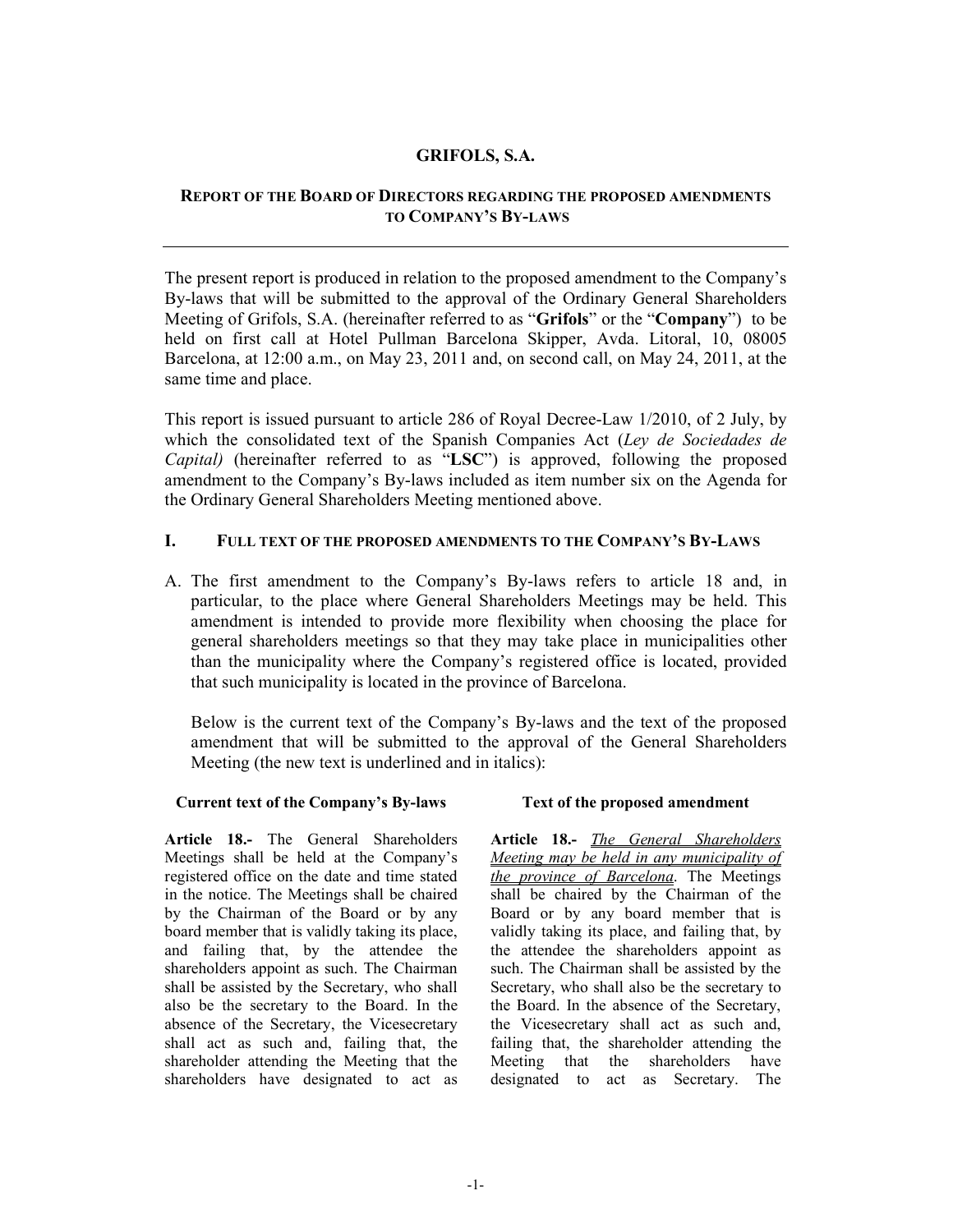## GRIFOLS, S.A.

### REPORT OF THE BOARD OF DIRECTORS REGARDING THE PROPOSED AMENDMENTS TO COMPANY'S BY-LAWS

---

The present report is produced in relation to the proposed amendment to the Company's By-laws that will be submitted to the approval of the Ordinary General Shareholders Meeting of Grifols, S.A. (hereinafter referred to as "**Grifols**" or the "**Company**") to be held on first call at Hotel Pullman Barcelona Skipper, Avda. Litoral, 10, 08005 Barcelona, at 12:00 a.m., on May 23, 2011 and, on second call, on May 24, 2011, at the same time and place.

This report is issued pursuant to article 286 of Royal Decree-Law 1/2010, of 2 July, by which the consolidated text of the Spanish Companies Act (*Ley de Sociedades de Capital)* (hereinafter referred to as "**LSC**") is approved, following the proposed amendment to the Company's By-laws included as item number six on the Agenda for the Ordinary General Shareholders Meeting mentioned above.

### I. FULL TEXT OF THE PROPOSED AMENDMENTS TO THE COMPANY'S BY-LAWS

A. The first amendment to the Company's By-laws refers to article 18 and, in particular, to the place where General Shareholders Meetings may be held. This amendment is intended to provide more flexibility when choosing the place for general shareholders meetings so that they may take place in municipalities other than the municipality where the Company's registered office is located, provided that such municipality is located in the province of Barcelona.

   Below is the current text of the Company's By-laws and the text of the proposed amendment that will be submitted to the approval of the General Shareholders Meeting (the new text is underlined and in italics):

| Current text of the Company's By-laws | Text of the proposed amendment |
|---|---|
| **Article 18.-** The General Shareholders Meetings shall be held at the Company's registered office on the date and time stated in the notice. The Meetings shall be chaired by the Chairman of the Board or by any board member that is validly taking its place, and failing that, by the attendee the shareholders appoint as such. The Chairman shall be assisted by the Secretary, who shall also be the secretary to the Board. In the absence of the Secretary, the Vicesecretary shall act as such and, failing that, the shareholder attending the Meeting that the shareholders have designated to act as | **Article 18.-** *<u>The General Shareholders Meeting may be held in any municipality of the province of Barcelona</u>*. The Meetings shall be chaired by the Chairman of the Board or by any board member that is validly taking its place, and failing that, by the attendee the shareholders appoint as such. The Chairman shall be assisted by the Secretary, who shall also be the secretary to the Board. In the absence of the Secretary, the Vicesecretary shall act as such and, failing that, the shareholder attending the Meeting that the shareholders have designated to act as Secretary. The |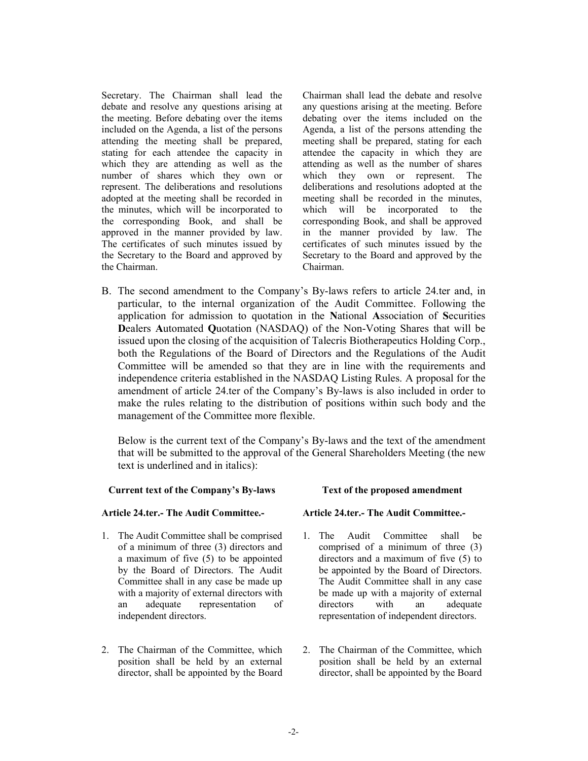| | |
|---|---|
| Secretary. The Chairman shall lead the debate and resolve any questions arising at the meeting. Before debating over the items included on the Agenda, a list of the persons attending the meeting shall be prepared, stating for each attendee the capacity in which they are attending as well as the number of shares which they own or represent. The deliberations and resolutions adopted at the meeting shall be recorded in the minutes, which will be incorporated to the corresponding Book, and shall be approved in the manner provided by law. The certificates of such minutes issued by the Secretary to the Board and approved by the Chairman. | Chairman shall lead the debate and resolve any questions arising at the meeting. Before debating over the items included on the Agenda, a list of the persons attending the meeting shall be prepared, stating for each attendee the capacity in which they are attending as well as the number of shares which they own or represent. The deliberations and resolutions adopted at the meeting shall be recorded in the minutes, which will be incorporated to the corresponding Book, and shall be approved in the manner provided by law. The certificates of such minutes issued by the Secretary to the Board and approved by the Chairman. |

B. The second amendment to the Company's By-laws refers to article 24.ter and, in particular, to the internal organization of the Audit Committee. Following the application for admission to quotation in the **N**ational **A**ssociation of **S**ecurities **D**ealers **A**utomated **Q**uotation (NASDAQ) of the Non-Voting Shares that will be issued upon the closing of the acquisition of Talecris Biotherapeutics Holding Corp., both the Regulations of the Board of Directors and the Regulations of the Audit Committee will be amended so that they are in line with the requirements and independence criteria established in the NASDAQ Listing Rules. A proposal for the amendment of article 24.ter of the Company's By-laws is also included in order to make the rules relating to the distribution of positions within such body and the management of the Committee more flexible.

   Below is the current text of the Company's By-laws and the text of the amendment that will be submitted to the approval of the General Shareholders Meeting (the new text is underlined and in italics):

| **Current text of the Company's By-laws** | **Text of the proposed amendment** |
|---|---|
| **Article 24.ter.- The Audit Committee.-** | **Article 24.ter.- The Audit Committee.-** |
| 1. The Audit Committee shall be comprised of a minimum of three (3) directors and a maximum of five (5) to be appointed by the Board of Directors. The Audit Committee shall in any case be made up with a majority of external directors with an adequate representation of independent directors. | 1. The Audit Committee shall be comprised of a minimum of three (3) directors and a maximum of five (5) to be appointed by the Board of Directors. The Audit Committee shall in any case be made up with a majority of external directors with an adequate representation of independent directors. |
| 2. The Chairman of the Committee, which position shall be held by an external director, shall be appointed by the Board | 2. The Chairman of the Committee, which position shall be held by an external director, shall be appointed by the Board |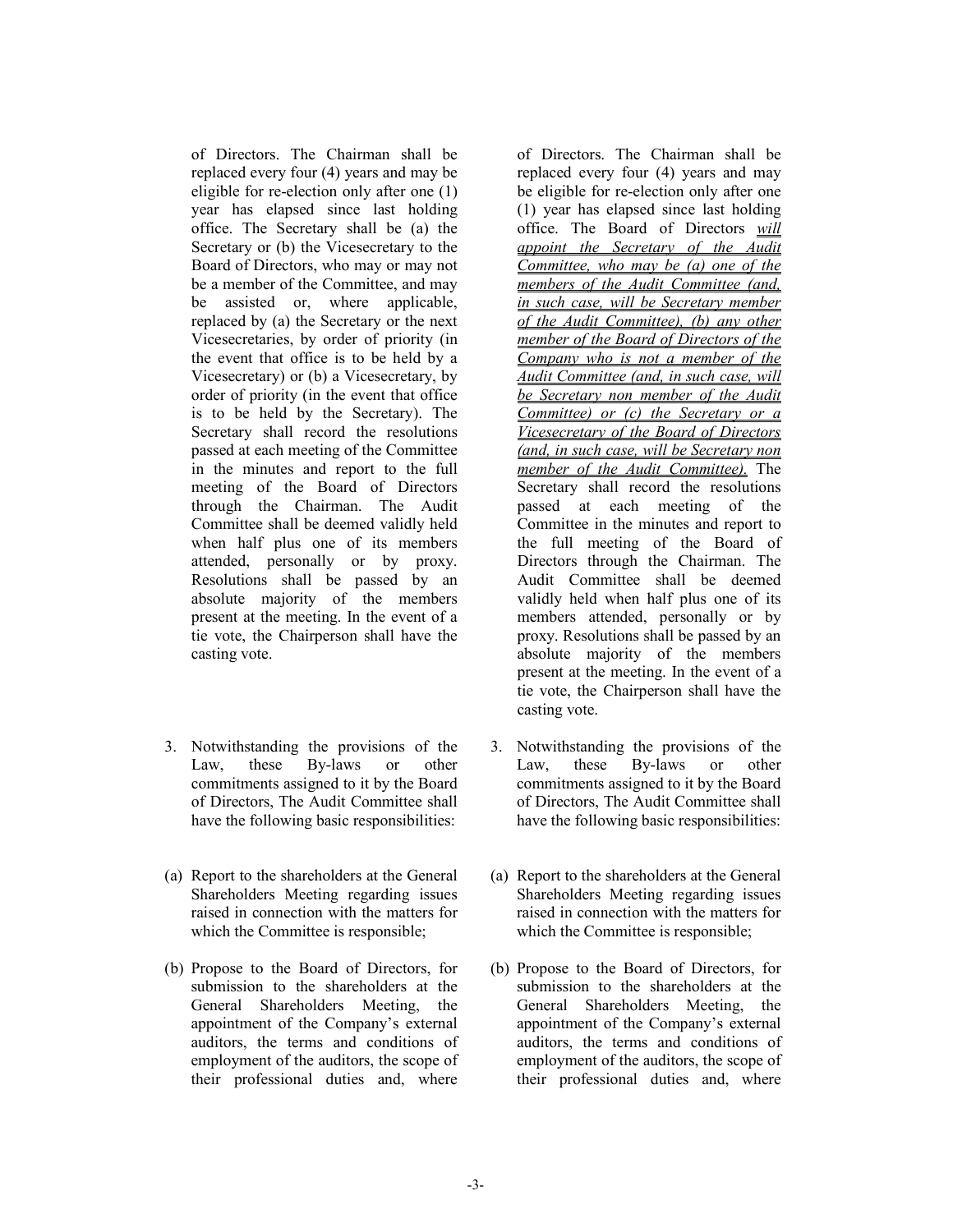| | |
|---|---|
| of Directors. The Chairman shall be replaced every four (4) years and may be eligible for re-election only after one (1) year has elapsed since last holding office. The Secretary shall be (a) the Secretary or (b) the Vicesecretary to the Board of Directors, who may or may not be a member of the Committee, and may be assisted or, where applicable, replaced by (a) the Secretary or the next Vicesecretaries, by order of priority (in the event that office is to be held by a Vicesecretary) or (b) a Vicesecretary, by order of priority (in the event that office is to be held by the Secretary). The Secretary shall record the resolutions passed at each meeting of the Committee in the minutes and report to the full meeting of the Board of Directors through the Chairman. The Audit Committee shall be deemed validly held when half plus one of its members attended, personally or by proxy. Resolutions shall be passed by an absolute majority of the members present at the meeting. In the event of a tie vote, the Chairperson shall have the casting vote. | of Directors. The Chairman shall be replaced every four (4) years and may be eligible for re-election only after one (1) year has elapsed since last holding office. The Board of Directors *will appoint the Secretary of the Audit Committee, who may be (a) one of the members of the Audit Committee (and, in such case, will be Secretary member of the Audit Committee), (b) any other member of the Board of Directors of the Company who is not a member of the Audit Committee (and, in such case, will be Secretary non member of the Audit Committee) or (c) the Secretary or a Vicesecretary of the Board of Directors (and, in such case, will be Secretary non member of the Audit Committee).* The Secretary shall record the resolutions passed at each meeting of the Committee in the minutes and report to the full meeting of the Board of Directors through the Chairman. The Audit Committee shall be deemed validly held when half plus one of its members attended, personally or by proxy. Resolutions shall be passed by an absolute majority of the members present at the meeting. In the event of a tie vote, the Chairperson shall have the casting vote. |
| 3. Notwithstanding the provisions of the Law, these By-laws or other commitments assigned to it by the Board of Directors, The Audit Committee shall have the following basic responsibilities: | 3. Notwithstanding the provisions of the Law, these By-laws or other commitments assigned to it by the Board of Directors, The Audit Committee shall have the following basic responsibilities: |
| (a) Report to the shareholders at the General Shareholders Meeting regarding issues raised in connection with the matters for which the Committee is responsible; | (a) Report to the shareholders at the General Shareholders Meeting regarding issues raised in connection with the matters for which the Committee is responsible; |
| (b) Propose to the Board of Directors, for submission to the shareholders at the General Shareholders Meeting, the appointment of the Company's external auditors, the terms and conditions of employment of the auditors, the scope of their professional duties and, where | (b) Propose to the Board of Directors, for submission to the shareholders at the General Shareholders Meeting, the appointment of the Company's external auditors, the terms and conditions of employment of the auditors, the scope of their professional duties and, where |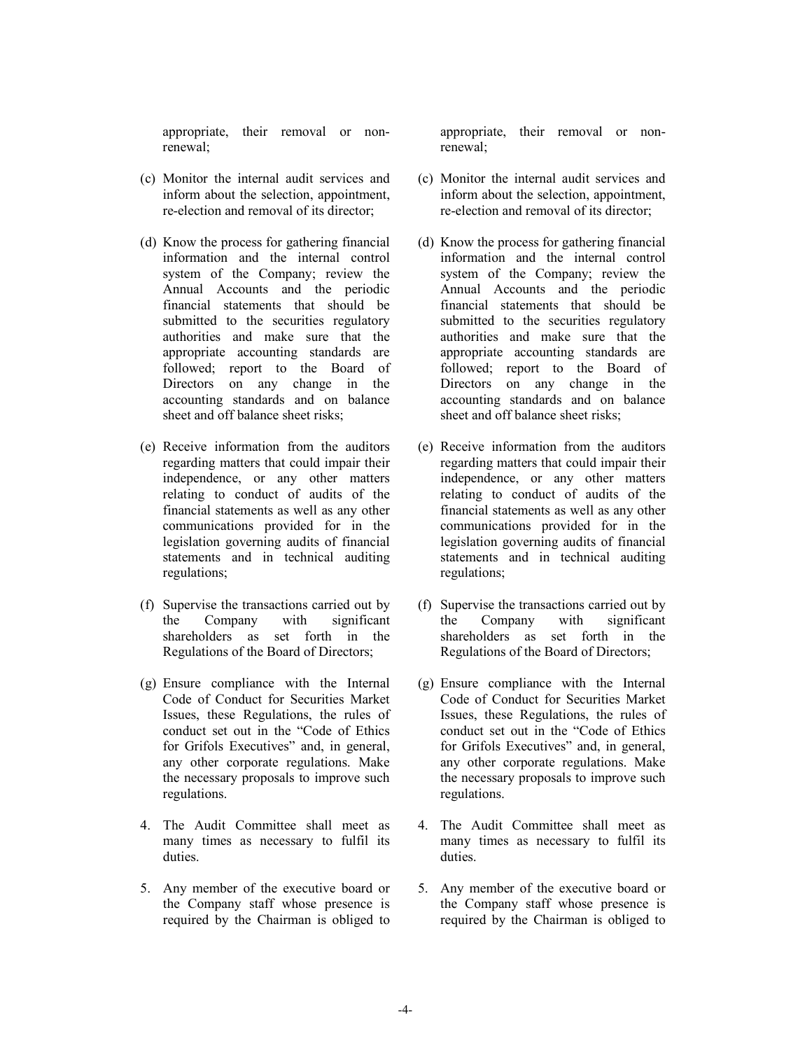appropriate, their removal or non-renewal;

(c) Monitor the internal audit services and inform about the selection, appointment, re-election and removal of its director;

(d) Know the process for gathering financial information and the internal control system of the Company; review the Annual Accounts and the periodic financial statements that should be submitted to the securities regulatory authorities and make sure that the appropriate accounting standards are followed; report to the Board of Directors on any change in the accounting standards and on balance sheet and off balance sheet risks;

(e) Receive information from the auditors regarding matters that could impair their independence, or any other matters relating to conduct of audits of the financial statements as well as any other communications provided for in the legislation governing audits of financial statements and in technical auditing regulations;

(f) Supervise the transactions carried out by the Company with significant shareholders as set forth in the Regulations of the Board of Directors;

(g) Ensure compliance with the Internal Code of Conduct for Securities Market Issues, these Regulations, the rules of conduct set out in the "Code of Ethics for Grifols Executives" and, in general, any other corporate regulations. Make the necessary proposals to improve such regulations.

4. The Audit Committee shall meet as many times as necessary to fulfil its duties.

5. Any member of the executive board or the Company staff whose presence is required by the Chairman is obliged to

appropriate, their removal or non-renewal;

(c) Monitor the internal audit services and inform about the selection, appointment, re-election and removal of its director;

(d) Know the process for gathering financial information and the internal control system of the Company; review the Annual Accounts and the periodic financial statements that should be submitted to the securities regulatory authorities and make sure that the appropriate accounting standards are followed; report to the Board of Directors on any change in the accounting standards and on balance sheet and off balance sheet risks;

(e) Receive information from the auditors regarding matters that could impair their independence, or any other matters relating to conduct of audits of the financial statements as well as any other communications provided for in the legislation governing audits of financial statements and in technical auditing regulations;

(f) Supervise the transactions carried out by the Company with significant shareholders as set forth in the Regulations of the Board of Directors;

(g) Ensure compliance with the Internal Code of Conduct for Securities Market Issues, these Regulations, the rules of conduct set out in the "Code of Ethics for Grifols Executives" and, in general, any other corporate regulations. Make the necessary proposals to improve such regulations.

4. The Audit Committee shall meet as many times as necessary to fulfil its duties.

5. Any member of the executive board or the Company staff whose presence is required by the Chairman is obliged to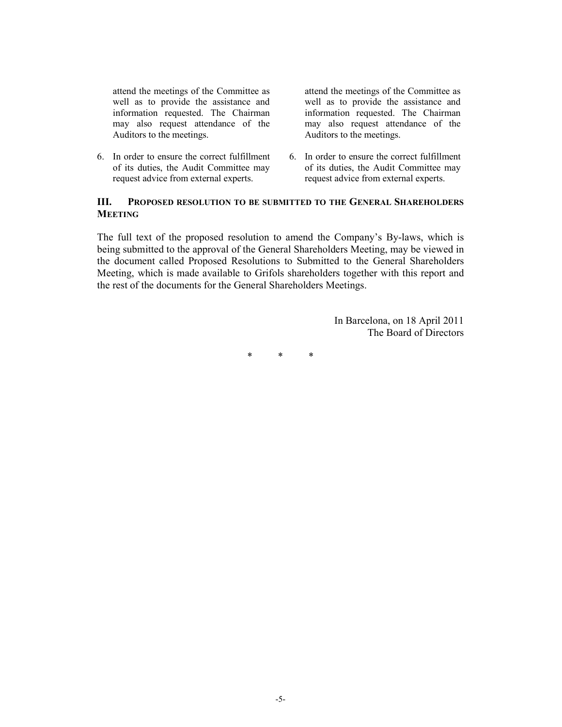| | |
|---|---|
| attend the meetings of the Committee as well as to provide the assistance and information requested. The Chairman may also request attendance of the Auditors to the meetings. | attend the meetings of the Committee as well as to provide the assistance and information requested. The Chairman may also request attendance of the Auditors to the meetings. |
| 6. In order to ensure the correct fulfillment of its duties, the Audit Committee may request advice from external experts. | 6. In order to ensure the correct fulfillment of its duties, the Audit Committee may request advice from external experts. |

## III. PROPOSED RESOLUTION TO BE SUBMITTED TO THE GENERAL SHAREHOLDERS MEETING

The full text of the proposed resolution to amend the Company's By-laws, which is being submitted to the approval of the General Shareholders Meeting, may be viewed in the document called Proposed Resolutions to Submitted to the General Shareholders Meeting, which is made available to Grifols shareholders together with this report and the rest of the documents for the General Shareholders Meetings.

In Barcelona, on 18 April 2011
The Board of Directors

\*   \*   \*